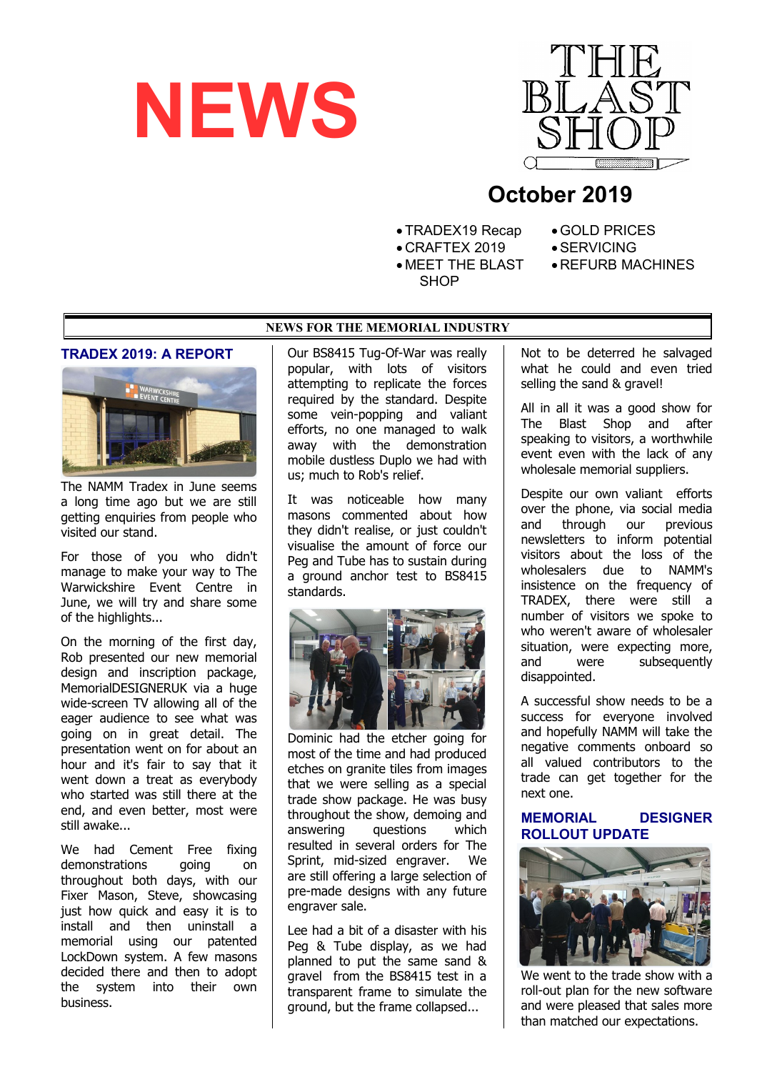# NEWS

THE BLAST SHOP

## October 2019

- TRADEX19 Recap
- CRAFTEX 2019
- MEET THE BLAST SHOP
- GOLD PRICES
- SERVICING
- REFURB MACHINES

**NEWS FOR THE MEMORIAL INDUSTRY**

## TRADEX 2019: A REPORT

The NAMM Tradex in June seems a long time ago but we are still getting enquiries from people who visited our stand.

For those of you who didn't manage to make your way to The Warwickshire Event Centre in June, we will try and share some of the highlights...

On the morning of the first day, Rob presented our new memorial design and inscription package, MemorialDESIGNERUK via a huge wide-screen TV allowing all of the eager audience to see what was going on in great detail. The presentation went on for about an hour and it's fair to say that it went down a treat as everybody who started was still there at the end, and even better, most were still awake...

We had Cement Free fixing demonstrations going on throughout both days, with our Fixer Mason, Steve, showcasing just how quick and easy it is to install and then uninstall a memorial using our patented LockDown system. A few masons decided there and then to adopt the system into their own business.

Our BS8415 Tug-Of-War was really popular, with lots of visitors attempting to replicate the forces required by the standard. Despite some vein-popping and valiant efforts, no one managed to walk away with the demonstration mobile dustless Duplo we had with us; much to Rob's relief.

It was noticeable how many masons commented about how they didn't realise, or just couldn't visualise the amount of force our Peg and Tube has to sustain during a ground anchor test to BS8415 standards.

Dominic had the etcher going for most of the time and had produced etches on granite tiles from images that we were selling as a special trade show package. He was busy throughout the show, demoing and answering questions which resulted in several orders for The Sprint, mid-sized engraver. We are still offering a large selection of pre-made designs with any future engraver sale.

Lee had a bit of a disaster with his Peg & Tube display, as we had planned to put the same sand & gravel from the BS8415 test in a transparent frame to simulate the ground, but the frame collapsed...

Not to be deterred he salvaged what he could and even tried selling the sand & gravel!

All in all it was a good show for The Blast Shop and after speaking to visitors, a worthwhile event even with the lack of any wholesale memorial suppliers.

Despite our own valiant efforts over the phone, via social media and through our previous newsletters to inform potential visitors about the loss of the wholesalers due to NAMM's insistence on the frequency of TRADEX, there were still a number of visitors we spoke to who weren't aware of wholesaler situation, were expecting more, and were subsequently disappointed.

A successful show needs to be a success for everyone involved and hopefully NAMM will take the negative comments onboard so all valued contributors to the trade can get together for the next one.

## MEMORIAL DESIGNER ROLLOUT UPDATE

We went to the trade show with a roll-out plan for the new software and were pleased that sales more than matched our expectations.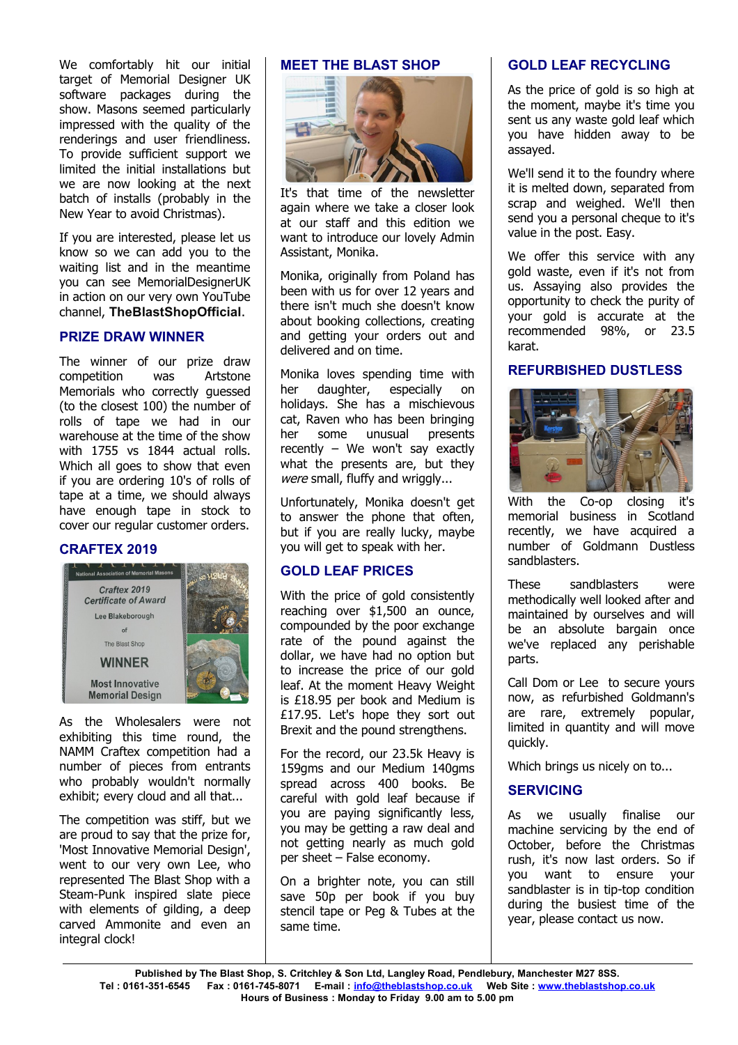We comfortably hit our initial target of Memorial Designer UK software packages during the show. Masons seemed particularly impressed with the quality of the renderings and user friendliness. To provide sufficient support we limited the initial installations but we are now looking at the next batch of installs (probably in the New Year to avoid Christmas).

If you are interested, please let us know so we can add you to the waiting list and in the meantime you can see MemorialDesignerUK in action on our very own YouTube channel, **TheBlastShopOfficial**.

## PRIZE DRAW WINNER

The winner of our prize draw competition was Artstone Memorials who correctly guessed (to the closest 100) the number of rolls of tape we had in our warehouse at the time of the show with 1755 vs 1844 actual rolls. Which all goes to show that even if you are ordering 10's of rolls of tape at a time, we should always have enough tape in stock to cover our regular customer orders.

## CRAFTEX 2019

As the Wholesalers were not exhibiting this time round, the NAMM Craftex competition had a number of pieces from entrants who probably wouldn't normally exhibit; every cloud and all that...

The competition was stiff, but we are proud to say that the prize for, 'Most Innovative Memorial Design', went to our very own Lee, who represented The Blast Shop with a Steam-Punk inspired slate piece with elements of gilding, a deep carved Ammonite and even an integral clock!

## MEET THE BLAST SHOP

It's that time of the newsletter again where we take a closer look at our staff and this edition we want to introduce our lovely Admin Assistant, Monika.

Monika, originally from Poland has been with us for over 12 years and there isn't much she doesn't know about booking collections, creating and getting your orders out and delivered and on time.

Monika loves spending time with her daughter, especially on holidays. She has a mischievous cat, Raven who has been bringing her some unusual presents recently – We won't say exactly what the presents are, but they *were* small, fluffy and wriggly...

Unfortunately, Monika doesn't get to answer the phone that often, but if you are really lucky, maybe you will get to speak with her.

## GOLD LEAF PRICES

With the price of gold consistently reaching over $1,500 an ounce, compounded by the poor exchange rate of the pound against the dollar, we have had no option but to increase the price of our gold leaf. At the moment Heavy Weight is £18.95 per book and Medium is £17.95. Let's hope they sort out Brexit and the pound strengthens.

For the record, our 23.5k Heavy is 159gms and our Medium 140gms spread across 400 books. Be careful with gold leaf because if you are paying significantly less, you may be getting a raw deal and not getting nearly as much gold per sheet – False economy.

On a brighter note, you can still save 50p per book if you buy stencil tape or Peg & Tubes at the same time.

## GOLD LEAF RECYCLING

As the price of gold is so high at the moment, maybe it's time you sent us any waste gold leaf which you have hidden away to be assayed.

We'll send it to the foundry where it is melted down, separated from scrap and weighed. We'll then send you a personal cheque to it's value in the post. Easy.

We offer this service with any gold waste, even if it's not from us. Assaying also provides the opportunity to check the purity of your gold is accurate at the recommended 98%, or 23.5 karat.

## REFURBISHED DUSTLESS

With the Co-op closing it's memorial business in Scotland recently, we have acquired a number of Goldmann Dustless sandblasters.

These sandblasters were methodically well looked after and maintained by ourselves and will be an absolute bargain once we've replaced any perishable parts.

Call Dom or Lee to secure yours now, as refurbished Goldmann's are rare, extremely popular, limited in quantity and will move quickly.

Which brings us nicely on to...

## SERVICING

As we usually finalise our machine servicing by the end of October, before the Christmas rush, it's now last orders. So if you want to ensure your sandblaster is in tip-top condition during the busiest time of the year, please contact us now.

---

**Published by The Blast Shop, S. Critchley & Son Ltd, Langley Road, Pendlebury, Manchester M27 8SS.**
**Tel : 0161-351-6545 Fax : 0161-745-8071 E-mail : info@theblastshop.co.uk Web Site : www.theblastshop.co.uk**
**Hours of Business : Monday to Friday 9.00 am to 5.00 pm**